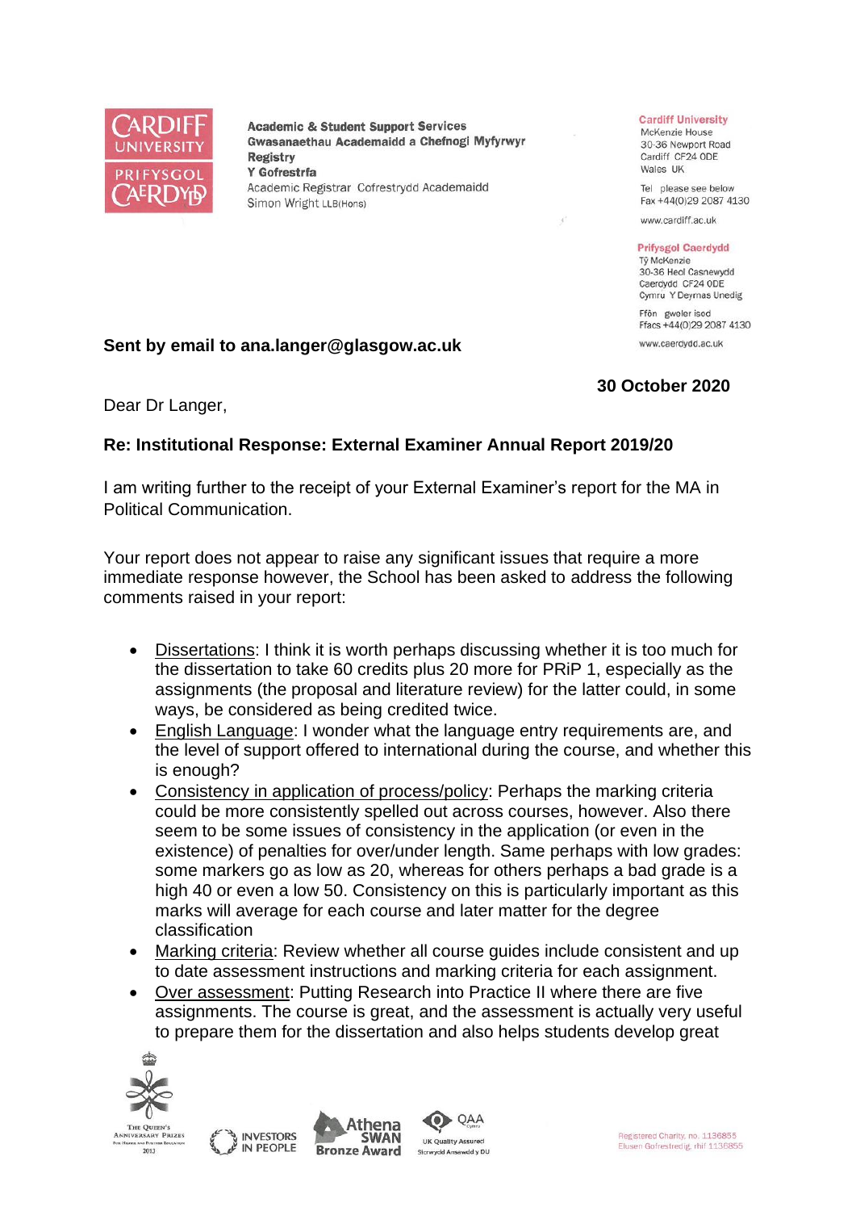Academic & Student Support Services
Gwasanaethau Academaidd a Chefnogi Myfyrwyr
Registry
Y Gofrestrfa
Academic Registrar Cofrestrydd Academaidd
Simon Wright LLB(Hons)

**Cardiff University**
McKenzie House
30-36 Newport Road
Cardiff CF24 0DE
Wales UK

Tel please see below
Fax +44(0)29 2087 4130

www.cardiff.ac.uk

**Prifysgol Caerdydd**
Tŷ McKenzie
30-36 Heol Casnewydd
Caerdydd CF24 0DE
Cymru Y Deyrnas Unedig

Ffôn gweler isod
Ffacs +44(0)29 2087 4130

www.caerdydd.ac.uk

**Sent by email to ana.langer@glasgow.ac.uk**

**30 October 2020**

Dear Dr Langer,

**Re: Institutional Response: External Examiner Annual Report 2019/20**

I am writing further to the receipt of your External Examiner's report for the MA in Political Communication.

Your report does not appear to raise any significant issues that require a more immediate response however, the School has been asked to address the following comments raised in your report:

- Dissertations: I think it is worth perhaps discussing whether it is too much for the dissertation to take 60 credits plus 20 more for PRiP 1, especially as the assignments (the proposal and literature review) for the latter could, in some ways, be considered as being credited twice.
- English Language: I wonder what the language entry requirements are, and the level of support offered to international during the course, and whether this is enough?
- Consistency in application of process/policy: Perhaps the marking criteria could be more consistently spelled out across courses, however. Also there seem to be some issues of consistency in the application (or even in the existence) of penalties for over/under length. Same perhaps with low grades: some markers go as low as 20, whereas for others perhaps a bad grade is a high 40 or even a low 50. Consistency on this is particularly important as this marks will average for each course and later matter for the degree classification
- Marking criteria: Review whether all course guides include consistent and up to date assessment instructions and marking criteria for each assignment.
- Over assessment: Putting Research into Practice II where there are five assignments. The course is great, and the assessment is actually very useful to prepare them for the dissertation and also helps students develop great

Registered Charity, no. 1136855
Elusen Gofrestredig, rhif 1136855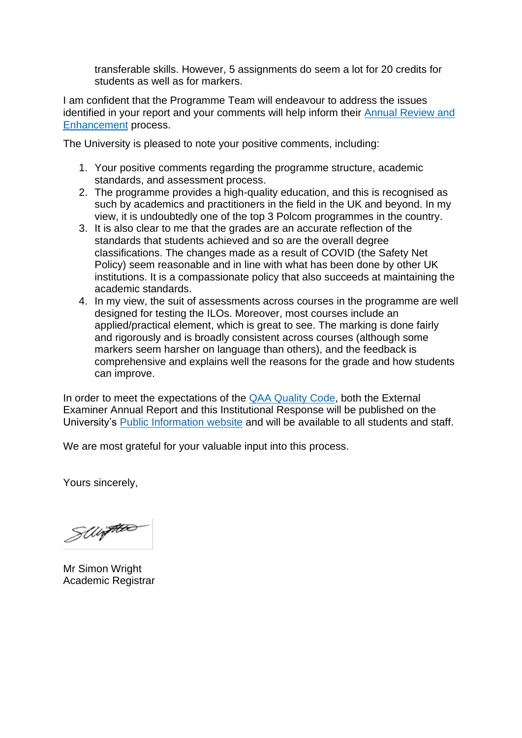transferable skills. However, 5 assignments do seem a lot for 20 credits for students as well as for markers.

I am confident that the Programme Team will endeavour to address the issues identified in your report and your comments will help inform their Annual Review and Enhancement process.

The University is pleased to note your positive comments, including:

1. Your positive comments regarding the programme structure, academic standards, and assessment process.
2. The programme provides a high-quality education, and this is recognised as such by academics and practitioners in the field in the UK and beyond. In my view, it is undoubtedly one of the top 3 Polcom programmes in the country.
3. It is also clear to me that the grades are an accurate reflection of the standards that students achieved and so are the overall degree classifications. The changes made as a result of COVID (the Safety Net Policy) seem reasonable and in line with what has been done by other UK institutions. It is a compassionate policy that also succeeds at maintaining the academic standards.
4. In my view, the suit of assessments across courses in the programme are well designed for testing the ILOs. Moreover, most courses include an applied/practical element, which is great to see. The marking is done fairly and rigorously and is broadly consistent across courses (although some markers seem harsher on language than others), and the feedback is comprehensive and explains well the reasons for the grade and how students can improve.

In order to meet the expectations of the QAA Quality Code, both the External Examiner Annual Report and this Institutional Response will be published on the University's Public Information website and will be available to all students and staff.

We are most grateful for your valuable input into this process.

Yours sincerely,

Mr Simon Wright
Academic Registrar